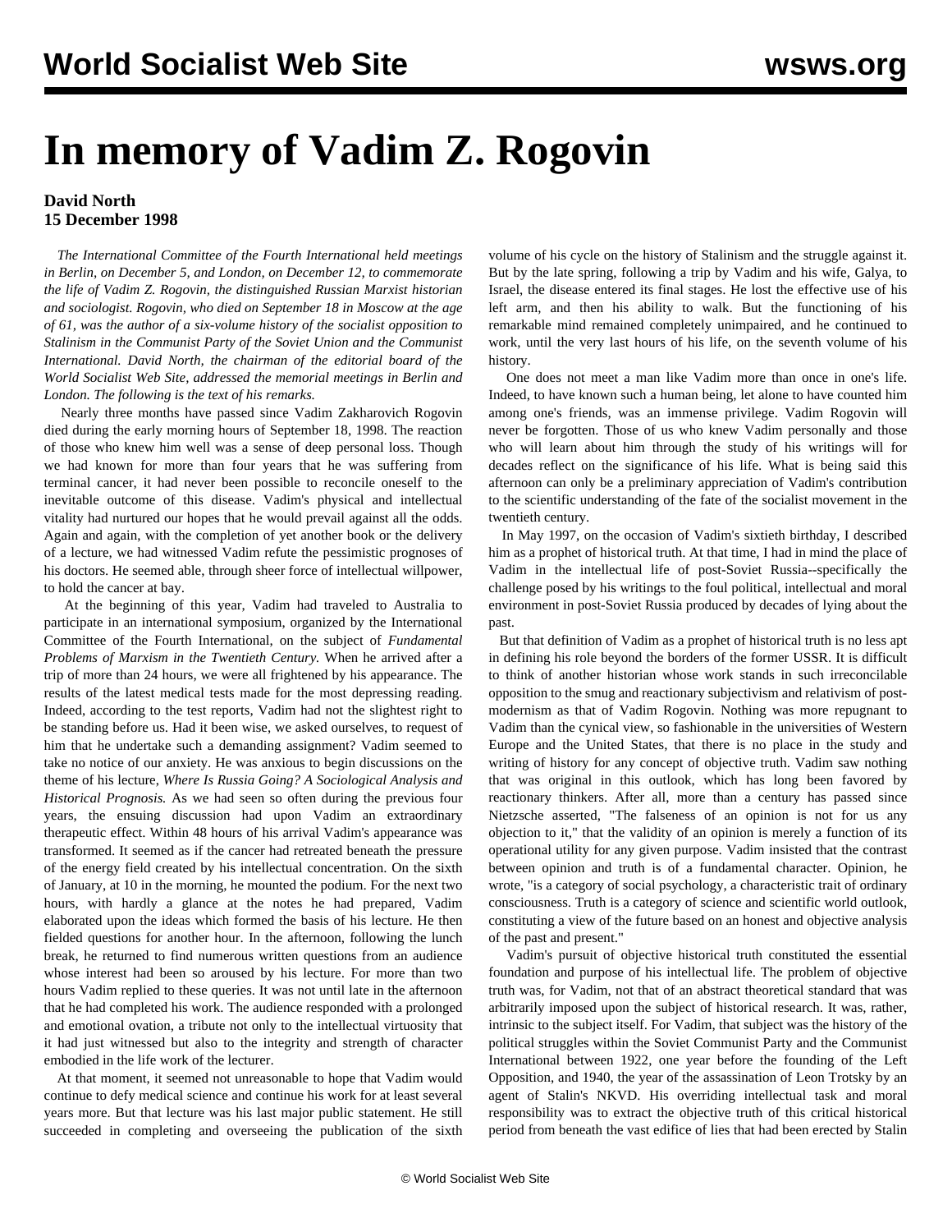# In memory of Vadim Z. Rogovin

**David North**
**15 December 1998**

*The International Committee of the Fourth International held meetings in Berlin, on December 5, and London, on December 12, to commemorate the life of Vadim Z. Rogovin, the distinguished Russian Marxist historian and sociologist. Rogovin, who died on September 18 in Moscow at the age of 61, was the author of a six-volume history of the socialist opposition to Stalinism in the Communist Party of the Soviet Union and the Communist International. David North, the chairman of the editorial board of the World Socialist Web Site, addressed the memorial meetings in Berlin and London. The following is the text of his remarks.*

Nearly three months have passed since Vadim Zakharovich Rogovin died during the early morning hours of September 18, 1998. The reaction of those who knew him well was a sense of deep personal loss. Though we had known for more than four years that he was suffering from terminal cancer, it had never been possible to reconcile oneself to the inevitable outcome of this disease. Vadim's physical and intellectual vitality had nurtured our hopes that he would prevail against all the odds. Again and again, with the completion of yet another book or the delivery of a lecture, we had witnessed Vadim refute the pessimistic prognoses of his doctors. He seemed able, through sheer force of intellectual willpower, to hold the cancer at bay.

At the beginning of this year, Vadim had traveled to Australia to participate in an international symposium, organized by the International Committee of the Fourth International, on the subject of *Fundamental Problems of Marxism in the Twentieth Century.* When he arrived after a trip of more than 24 hours, we were all frightened by his appearance. The results of the latest medical tests made for the most depressing reading. Indeed, according to the test reports, Vadim had not the slightest right to be standing before us. Had it been wise, we asked ourselves, to request of him that he undertake such a demanding assignment? Vadim seemed to take no notice of our anxiety. He was anxious to begin discussions on the theme of his lecture, *Where Is Russia Going? A Sociological Analysis and Historical Prognosis.* As we had seen so often during the previous four years, the ensuing discussion had upon Vadim an extraordinary therapeutic effect. Within 48 hours of his arrival Vadim's appearance was transformed. It seemed as if the cancer had retreated beneath the pressure of the energy field created by his intellectual concentration. On the sixth of January, at 10 in the morning, he mounted the podium. For the next two hours, with hardly a glance at the notes he had prepared, Vadim elaborated upon the ideas which formed the basis of his lecture. He then fielded questions for another hour. In the afternoon, following the lunch break, he returned to find numerous written questions from an audience whose interest had been so aroused by his lecture. For more than two hours Vadim replied to these queries. It was not until late in the afternoon that he had completed his work. The audience responded with a prolonged and emotional ovation, a tribute not only to the intellectual virtuosity that it had just witnessed but also to the integrity and strength of character embodied in the life work of the lecturer.

At that moment, it seemed not unreasonable to hope that Vadim would continue to defy medical science and continue his work for at least several years more. But that lecture was his last major public statement. He still succeeded in completing and overseeing the publication of the sixth volume of his cycle on the history of Stalinism and the struggle against it. But by the late spring, following a trip by Vadim and his wife, Galya, to Israel, the disease entered its final stages. He lost the effective use of his left arm, and then his ability to walk. But the functioning of his remarkable mind remained completely unimpaired, and he continued to work, until the very last hours of his life, on the seventh volume of his history.

One does not meet a man like Vadim more than once in one's life. Indeed, to have known such a human being, let alone to have counted him among one's friends, was an immense privilege. Vadim Rogovin will never be forgotten. Those of us who knew Vadim personally and those who will learn about him through the study of his writings will for decades reflect on the significance of his life. What is being said this afternoon can only be a preliminary appreciation of Vadim's contribution to the scientific understanding of the fate of the socialist movement in the twentieth century.

In May 1997, on the occasion of Vadim's sixtieth birthday, I described him as a prophet of historical truth. At that time, I had in mind the place of Vadim in the intellectual life of post-Soviet Russia--specifically the challenge posed by his writings to the foul political, intellectual and moral environment in post-Soviet Russia produced by decades of lying about the past.

But that definition of Vadim as a prophet of historical truth is no less apt in defining his role beyond the borders of the former USSR. It is difficult to think of another historian whose work stands in such irreconcilable opposition to the smug and reactionary subjectivism and relativism of post-modernism as that of Vadim Rogovin. Nothing was more repugnant to Vadim than the cynical view, so fashionable in the universities of Western Europe and the United States, that there is no place in the study and writing of history for any concept of objective truth. Vadim saw nothing that was original in this outlook, which has long been favored by reactionary thinkers. After all, more than a century has passed since Nietzsche asserted, "The falseness of an opinion is not for us any objection to it," that the validity of an opinion is merely a function of its operational utility for any given purpose. Vadim insisted that the contrast between opinion and truth is of a fundamental character. Opinion, he wrote, "is a category of social psychology, a characteristic trait of ordinary consciousness. Truth is a category of science and scientific world outlook, constituting a view of the future based on an honest and objective analysis of the past and present."

Vadim's pursuit of objective historical truth constituted the essential foundation and purpose of his intellectual life. The problem of objective truth was, for Vadim, not that of an abstract theoretical standard that was arbitrarily imposed upon the subject of historical research. It was, rather, intrinsic to the subject itself. For Vadim, that subject was the history of the political struggles within the Soviet Communist Party and the Communist International between 1922, one year before the founding of the Left Opposition, and 1940, the year of the assassination of Leon Trotsky by an agent of Stalin's NKVD. His overriding intellectual task and moral responsibility was to extract the objective truth of this critical historical period from beneath the vast edifice of lies that had been erected by Stalin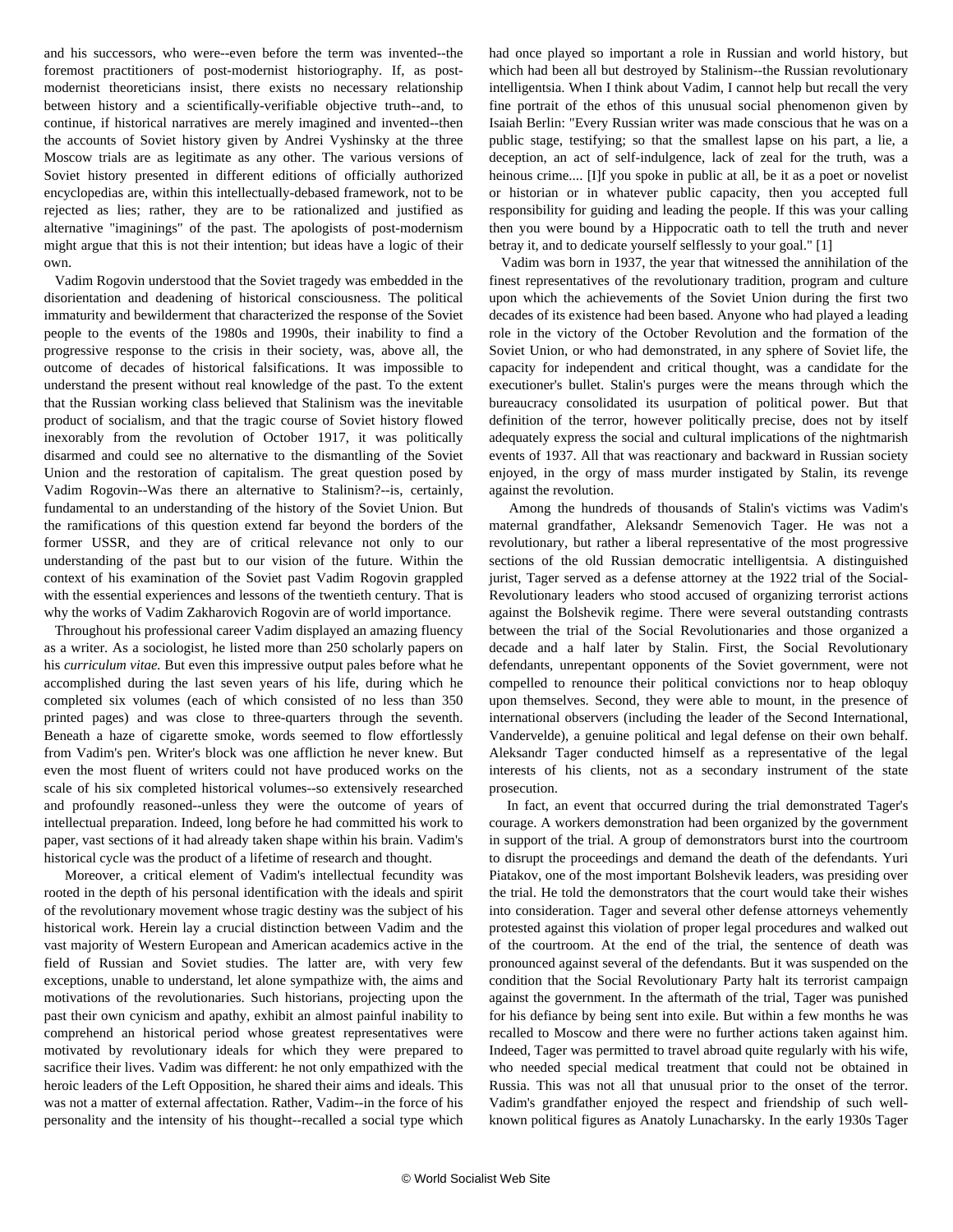and his successors, who were--even before the term was invented--the foremost practitioners of post-modernist historiography. If, as post-modernist theoreticians insist, there exists no necessary relationship between history and a scientifically-verifiable objective truth--and, to continue, if historical narratives are merely imagined and invented--then the accounts of Soviet history given by Andrei Vyshinsky at the three Moscow trials are as legitimate as any other. The various versions of Soviet history presented in different editions of officially authorized encyclopedias are, within this intellectually-debased framework, not to be rejected as lies; rather, they are to be rationalized and justified as alternative "imaginings" of the past. The apologists of post-modernism might argue that this is not their intention; but ideas have a logic of their own.

Vadim Rogovin understood that the Soviet tragedy was embedded in the disorientation and deadening of historical consciousness. The political immaturity and bewilderment that characterized the response of the Soviet people to the events of the 1980s and 1990s, their inability to find a progressive response to the crisis in their society, was, above all, the outcome of decades of historical falsifications. It was impossible to understand the present without real knowledge of the past. To the extent that the Russian working class believed that Stalinism was the inevitable product of socialism, and that the tragic course of Soviet history flowed inexorably from the revolution of October 1917, it was politically disarmed and could see no alternative to the dismantling of the Soviet Union and the restoration of capitalism. The great question posed by Vadim Rogovin--Was there an alternative to Stalinism?--is, certainly, fundamental to an understanding of the history of the Soviet Union. But the ramifications of this question extend far beyond the borders of the former USSR, and they are of critical relevance not only to our understanding of the past but to our vision of the future. Within the context of his examination of the Soviet past Vadim Rogovin grappled with the essential experiences and lessons of the twentieth century. That is why the works of Vadim Zakharovich Rogovin are of world importance.

Throughout his professional career Vadim displayed an amazing fluency as a writer. As a sociologist, he listed more than 250 scholarly papers on his *curriculum vitae.* But even this impressive output pales before what he accomplished during the last seven years of his life, during which he completed six volumes (each of which consisted of no less than 350 printed pages) and was close to three-quarters through the seventh. Beneath a haze of cigarette smoke, words seemed to flow effortlessly from Vadim's pen. Writer's block was one affliction he never knew. But even the most fluent of writers could not have produced works on the scale of his six completed historical volumes--so extensively researched and profoundly reasoned--unless they were the outcome of years of intellectual preparation. Indeed, long before he had committed his work to paper, vast sections of it had already taken shape within his brain. Vadim's historical cycle was the product of a lifetime of research and thought.

Moreover, a critical element of Vadim's intellectual fecundity was rooted in the depth of his personal identification with the ideals and spirit of the revolutionary movement whose tragic destiny was the subject of his historical work. Herein lay a crucial distinction between Vadim and the vast majority of Western European and American academics active in the field of Russian and Soviet studies. The latter are, with very few exceptions, unable to understand, let alone sympathize with, the aims and motivations of the revolutionaries. Such historians, projecting upon the past their own cynicism and apathy, exhibit an almost painful inability to comprehend an historical period whose greatest representatives were motivated by revolutionary ideals for which they were prepared to sacrifice their lives. Vadim was different: he not only empathized with the heroic leaders of the Left Opposition, he shared their aims and ideals. This was not a matter of external affectation. Rather, Vadim--in the force of his personality and the intensity of his thought--recalled a social type which had once played so important a role in Russian and world history, but which had been all but destroyed by Stalinism--the Russian revolutionary intelligentsia. When I think about Vadim, I cannot help but recall the very fine portrait of the ethos of this unusual social phenomenon given by Isaiah Berlin: "Every Russian writer was made conscious that he was on a public stage, testifying; so that the smallest lapse on his part, a lie, a deception, an act of self-indulgence, lack of zeal for the truth, was a heinous crime.... [I]f you spoke in public at all, be it as a poet or novelist or historian or in whatever public capacity, then you accepted full responsibility for guiding and leading the people. If this was your calling then you were bound by a Hippocratic oath to tell the truth and never betray it, and to dedicate yourself selflessly to your goal." [1]

Vadim was born in 1937, the year that witnessed the annihilation of the finest representatives of the revolutionary tradition, program and culture upon which the achievements of the Soviet Union during the first two decades of its existence had been based. Anyone who had played a leading role in the victory of the October Revolution and the formation of the Soviet Union, or who had demonstrated, in any sphere of Soviet life, the capacity for independent and critical thought, was a candidate for the executioner's bullet. Stalin's purges were the means through which the bureaucracy consolidated its usurpation of political power. But that definition of the terror, however politically precise, does not by itself adequately express the social and cultural implications of the nightmarish events of 1937. All that was reactionary and backward in Russian society enjoyed, in the orgy of mass murder instigated by Stalin, its revenge against the revolution.

Among the hundreds of thousands of Stalin's victims was Vadim's maternal grandfather, Aleksandr Semenovich Tager. He was not a revolutionary, but rather a liberal representative of the most progressive sections of the old Russian democratic intelligentsia. A distinguished jurist, Tager served as a defense attorney at the 1922 trial of the Social-Revolutionary leaders who stood accused of organizing terrorist actions against the Bolshevik regime. There were several outstanding contrasts between the trial of the Social Revolutionaries and those organized a decade and a half later by Stalin. First, the Social Revolutionary defendants, unrepentant opponents of the Soviet government, were not compelled to renounce their political convictions nor to heap obloquy upon themselves. Second, they were able to mount, in the presence of international observers (including the leader of the Second International, Vandervelde), a genuine political and legal defense on their own behalf. Aleksandr Tager conducted himself as a representative of the legal interests of his clients, not as a secondary instrument of the state prosecution.

In fact, an event that occurred during the trial demonstrated Tager's courage. A workers demonstration had been organized by the government in support of the trial. A group of demonstrators burst into the courtroom to disrupt the proceedings and demand the death of the defendants. Yuri Piatakov, one of the most important Bolshevik leaders, was presiding over the trial. He told the demonstrators that the court would take their wishes into consideration. Tager and several other defense attorneys vehemently protested against this violation of proper legal procedures and walked out of the courtroom. At the end of the trial, the sentence of death was pronounced against several of the defendants. But it was suspended on the condition that the Social Revolutionary Party halt its terrorist campaign against the government. In the aftermath of the trial, Tager was punished for his defiance by being sent into exile. But within a few months he was recalled to Moscow and there were no further actions taken against him. Indeed, Tager was permitted to travel abroad quite regularly with his wife, who needed special medical treatment that could not be obtained in Russia. This was not all that unusual prior to the onset of the terror. Vadim's grandfather enjoyed the respect and friendship of such well-known political figures as Anatoly Lunacharsky. In the early 1930s Tager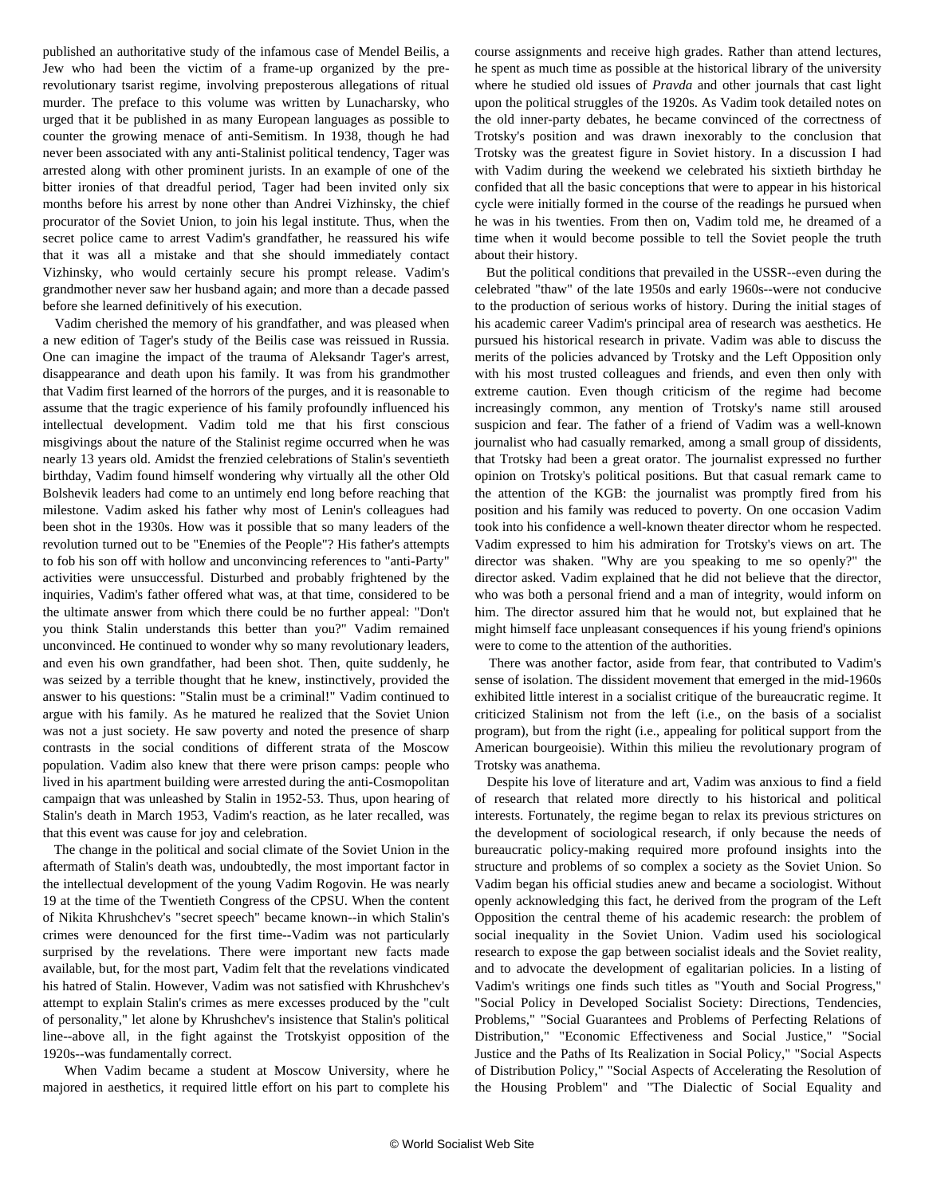published an authoritative study of the infamous case of Mendel Beilis, a Jew who had been the victim of a frame-up organized by the pre-revolutionary tsarist regime, involving preposterous allegations of ritual murder. The preface to this volume was written by Lunacharsky, who urged that it be published in as many European languages as possible to counter the growing menace of anti-Semitism. In 1938, though he had never been associated with any anti-Stalinist political tendency, Tager was arrested along with other prominent jurists. In an example of one of the bitter ironies of that dreadful period, Tager had been invited only six months before his arrest by none other than Andrei Vizhinsky, the chief procurator of the Soviet Union, to join his legal institute. Thus, when the secret police came to arrest Vadim's grandfather, he reassured his wife that it was all a mistake and that she should immediately contact Vizhinsky, who would certainly secure his prompt release. Vadim's grandmother never saw her husband again; and more than a decade passed before she learned definitively of his execution.

Vadim cherished the memory of his grandfather, and was pleased when a new edition of Tager's study of the Beilis case was reissued in Russia. One can imagine the impact of the trauma of Aleksandr Tager's arrest, disappearance and death upon his family. It was from his grandmother that Vadim first learned of the horrors of the purges, and it is reasonable to assume that the tragic experience of his family profoundly influenced his intellectual development. Vadim told me that his first conscious misgivings about the nature of the Stalinist regime occurred when he was nearly 13 years old. Amidst the frenzied celebrations of Stalin's seventieth birthday, Vadim found himself wondering why virtually all the other Old Bolshevik leaders had come to an untimely end long before reaching that milestone. Vadim asked his father why most of Lenin's colleagues had been shot in the 1930s. How was it possible that so many leaders of the revolution turned out to be "Enemies of the People"? His father's attempts to fob his son off with hollow and unconvincing references to "anti-Party" activities were unsuccessful. Disturbed and probably frightened by the inquiries, Vadim's father offered what was, at that time, considered to be the ultimate answer from which there could be no further appeal: "Don't you think Stalin understands this better than you?" Vadim remained unconvinced. He continued to wonder why so many revolutionary leaders, and even his own grandfather, had been shot. Then, quite suddenly, he was seized by a terrible thought that he knew, instinctively, provided the answer to his questions: "Stalin must be a criminal!" Vadim continued to argue with his family. As he matured he realized that the Soviet Union was not a just society. He saw poverty and noted the presence of sharp contrasts in the social conditions of different strata of the Moscow population. Vadim also knew that there were prison camps: people who lived in his apartment building were arrested during the anti-Cosmopolitan campaign that was unleashed by Stalin in 1952-53. Thus, upon hearing of Stalin's death in March 1953, Vadim's reaction, as he later recalled, was that this event was cause for joy and celebration.

The change in the political and social climate of the Soviet Union in the aftermath of Stalin's death was, undoubtedly, the most important factor in the intellectual development of the young Vadim Rogovin. He was nearly 19 at the time of the Twentieth Congress of the CPSU. When the content of Nikita Khrushchev's "secret speech" became known--in which Stalin's crimes were denounced for the first time--Vadim was not particularly surprised by the revelations. There were important new facts made available, but, for the most part, Vadim felt that the revelations vindicated his hatred of Stalin. However, Vadim was not satisfied with Khrushchev's attempt to explain Stalin's crimes as mere excesses produced by the "cult of personality," let alone by Khrushchev's insistence that Stalin's political line--above all, in the fight against the Trotskyist opposition of the 1920s--was fundamentally correct.

When Vadim became a student at Moscow University, where he majored in aesthetics, it required little effort on his part to complete his course assignments and receive high grades. Rather than attend lectures, he spent as much time as possible at the historical library of the university where he studied old issues of *Pravda* and other journals that cast light upon the political struggles of the 1920s. As Vadim took detailed notes on the old inner-party debates, he became convinced of the correctness of Trotsky's position and was drawn inexorably to the conclusion that Trotsky was the greatest figure in Soviet history. In a discussion I had with Vadim during the weekend we celebrated his sixtieth birthday he confided that all the basic conceptions that were to appear in his historical cycle were initially formed in the course of the readings he pursued when he was in his twenties. From then on, Vadim told me, he dreamed of a time when it would become possible to tell the Soviet people the truth about their history.

But the political conditions that prevailed in the USSR--even during the celebrated "thaw" of the late 1950s and early 1960s--were not conducive to the production of serious works of history. During the initial stages of his academic career Vadim's principal area of research was aesthetics. He pursued his historical research in private. Vadim was able to discuss the merits of the policies advanced by Trotsky and the Left Opposition only with his most trusted colleagues and friends, and even then only with extreme caution. Even though criticism of the regime had become increasingly common, any mention of Trotsky's name still aroused suspicion and fear. The father of a friend of Vadim was a well-known journalist who had casually remarked, among a small group of dissidents, that Trotsky had been a great orator. The journalist expressed no further opinion on Trotsky's political positions. But that casual remark came to the attention of the KGB: the journalist was promptly fired from his position and his family was reduced to poverty. On one occasion Vadim took into his confidence a well-known theater director whom he respected. Vadim expressed to him his admiration for Trotsky's views on art. The director was shaken. "Why are you speaking to me so openly?" the director asked. Vadim explained that he did not believe that the director, who was both a personal friend and a man of integrity, would inform on him. The director assured him that he would not, but explained that he might himself face unpleasant consequences if his young friend's opinions were to come to the attention of the authorities.

There was another factor, aside from fear, that contributed to Vadim's sense of isolation. The dissident movement that emerged in the mid-1960s exhibited little interest in a socialist critique of the bureaucratic regime. It criticized Stalinism not from the left (i.e., on the basis of a socialist program), but from the right (i.e., appealing for political support from the American bourgeoisie). Within this milieu the revolutionary program of Trotsky was anathema.

Despite his love of literature and art, Vadim was anxious to find a field of research that related more directly to his historical and political interests. Fortunately, the regime began to relax its previous strictures on the development of sociological research, if only because the needs of bureaucratic policy-making required more profound insights into the structure and problems of so complex a society as the Soviet Union. So Vadim began his official studies anew and became a sociologist. Without openly acknowledging this fact, he derived from the program of the Left Opposition the central theme of his academic research: the problem of social inequality in the Soviet Union. Vadim used his sociological research to expose the gap between socialist ideals and the Soviet reality, and to advocate the development of egalitarian policies. In a listing of Vadim's writings one finds such titles as "Youth and Social Progress," "Social Policy in Developed Socialist Society: Directions, Tendencies, Problems," "Social Guarantees and Problems of Perfecting Relations of Distribution," "Economic Effectiveness and Social Justice," "Social Justice and the Paths of Its Realization in Social Policy," "Social Aspects of Distribution Policy," "Social Aspects of Accelerating the Resolution of the Housing Problem" and "The Dialectic of Social Equality and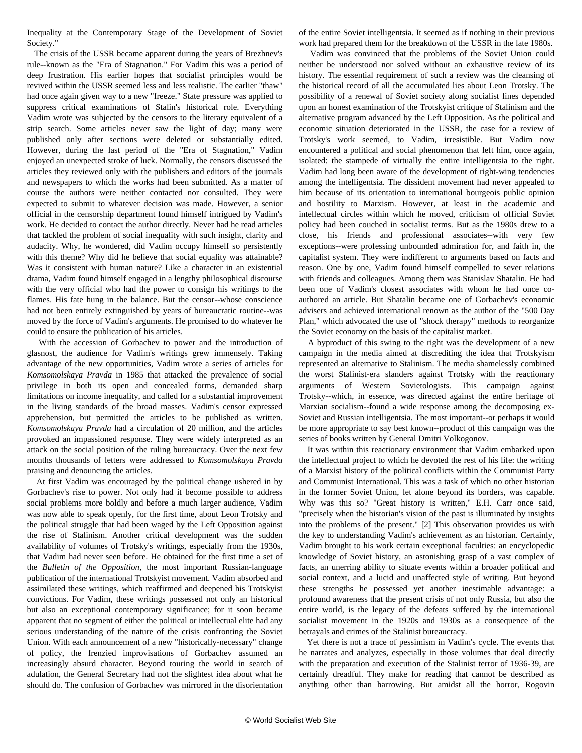Inequality at the Contemporary Stage of the Development of Soviet Society."

The crisis of the USSR became apparent during the years of Brezhnev's rule--known as the "Era of Stagnation." For Vadim this was a period of deep frustration. His earlier hopes that socialist principles would be revived within the USSR seemed less and less realistic. The earlier "thaw" had once again given way to a new "freeze." State pressure was applied to suppress critical examinations of Stalin's historical role. Everything Vadim wrote was subjected by the censors to the literary equivalent of a strip search. Some articles never saw the light of day; many were published only after sections were deleted or substantially edited. However, during the last period of the "Era of Stagnation," Vadim enjoyed an unexpected stroke of luck. Normally, the censors discussed the articles they reviewed only with the publishers and editors of the journals and newspapers to which the works had been submitted. As a matter of course the authors were neither contacted nor consulted. They were expected to submit to whatever decision was made. However, a senior official in the censorship department found himself intrigued by Vadim's work. He decided to contact the author directly. Never had he read articles that tackled the problem of social inequality with such insight, clarity and audacity. Why, he wondered, did Vadim occupy himself so persistently with this theme? Why did he believe that social equality was attainable? Was it consistent with human nature? Like a character in an existential drama, Vadim found himself engaged in a lengthy philosophical discourse with the very official who had the power to consign his writings to the flames. His fate hung in the balance. But the censor--whose conscience had not been entirely extinguished by years of bureaucratic routine--was moved by the force of Vadim's arguments. He promised to do whatever he could to ensure the publication of his articles.

With the accession of Gorbachev to power and the introduction of glasnost, the audience for Vadim's writings grew immensely. Taking advantage of the new opportunities, Vadim wrote a series of articles for *Komsomolskaya Pravda* in 1985 that attacked the prevalence of social privilege in both its open and concealed forms, demanded sharp limitations on income inequality, and called for a substantial improvement in the living standards of the broad masses. Vadim's censor expressed apprehension, but permitted the articles to be published as written. *Komsomolskaya Pravda* had a circulation of 20 million, and the articles provoked an impassioned response. They were widely interpreted as an attack on the social position of the ruling bureaucracy. Over the next few months thousands of letters were addressed to *Komsomolskaya Pravda* praising and denouncing the articles.

At first Vadim was encouraged by the political change ushered in by Gorbachev's rise to power. Not only had it become possible to address social problems more boldly and before a much larger audience, Vadim was now able to speak openly, for the first time, about Leon Trotsky and the political struggle that had been waged by the Left Opposition against the rise of Stalinism. Another critical development was the sudden availability of volumes of Trotsky's writings, especially from the 1930s, that Vadim had never seen before. He obtained for the first time a set of the *Bulletin of the Opposition*, the most important Russian-language publication of the international Trotskyist movement. Vadim absorbed and assimilated these writings, which reaffirmed and deepened his Trotskyist convictions. For Vadim, these writings possessed not only an historical but also an exceptional contemporary significance; for it soon became apparent that no segment of either the political or intellectual elite had any serious understanding of the nature of the crisis confronting the Soviet Union. With each announcement of a new "historically-necessary" change of policy, the frenzied improvisations of Gorbachev assumed an increasingly absurd character. Beyond touring the world in search of adulation, the General Secretary had not the slightest idea about what he should do. The confusion of Gorbachev was mirrored in the disorientation of the entire Soviet intelligentsia. It seemed as if nothing in their previous work had prepared them for the breakdown of the USSR in the late 1980s.

Vadim was convinced that the problems of the Soviet Union could neither be understood nor solved without an exhaustive review of its history. The essential requirement of such a review was the cleansing of the historical record of all the accumulated lies about Leon Trotsky. The possibility of a renewal of Soviet society along socialist lines depended upon an honest examination of the Trotskyist critique of Stalinism and the alternative program advanced by the Left Opposition. As the political and economic situation deteriorated in the USSR, the case for a review of Trotsky's work seemed, to Vadim, irresistible. But Vadim now encountered a political and social phenomenon that left him, once again, isolated: the stampede of virtually the entire intelligentsia to the right. Vadim had long been aware of the development of right-wing tendencies among the intelligentsia. The dissident movement had never appealed to him because of its orientation to international bourgeois public opinion and hostility to Marxism. However, at least in the academic and intellectual circles within which he moved, criticism of official Soviet policy had been couched in socialist terms. But as the 1980s drew to a close, his friends and professional associates--with very few exceptions--were professing unbounded admiration for, and faith in, the capitalist system. They were indifferent to arguments based on facts and reason. One by one, Vadim found himself compelled to sever relations with friends and colleagues. Among them was Stanislav Shatalin. He had been one of Vadim's closest associates with whom he had once co-authored an article. But Shatalin became one of Gorbachev's economic advisers and achieved international renown as the author of the "500 Day Plan," which advocated the use of "shock therapy" methods to reorganize the Soviet economy on the basis of the capitalist market.

A byproduct of this swing to the right was the development of a new campaign in the media aimed at discrediting the idea that Trotskyism represented an alternative to Stalinism. The media shamelessly combined the worst Stalinist-era slanders against Trotsky with the reactionary arguments of Western Sovietologists. This campaign against Trotsky--which, in essence, was directed against the entire heritage of Marxian socialism--found a wide response among the decomposing ex-Soviet and Russian intelligentsia. The most important--or perhaps it would be more appropriate to say best known--product of this campaign was the series of books written by General Dmitri Volkogonov.

It was within this reactionary environment that Vadim embarked upon the intellectual project to which he devoted the rest of his life: the writing of a Marxist history of the political conflicts within the Communist Party and Communist International. This was a task of which no other historian in the former Soviet Union, let alone beyond its borders, was capable. Why was this so? "Great history is written," E.H. Carr once said, "precisely when the historian's vision of the past is illuminated by insights into the problems of the present." [2] This observation provides us with the key to understanding Vadim's achievement as an historian. Certainly, Vadim brought to his work certain exceptional faculties: an encyclopedic knowledge of Soviet history, an astonishing grasp of a vast complex of facts, an unerring ability to situate events within a broader political and social context, and a lucid and unaffected style of writing. But beyond these strengths he possessed yet another inestimable advantage: a profound awareness that the present crisis of not only Russia, but also the entire world, is the legacy of the defeats suffered by the international socialist movement in the 1920s and 1930s as a consequence of the betrayals and crimes of the Stalinist bureaucracy.

Yet there is not a trace of pessimism in Vadim's cycle. The events that he narrates and analyzes, especially in those volumes that deal directly with the preparation and execution of the Stalinist terror of 1936-39, are certainly dreadful. They make for reading that cannot be described as anything other than harrowing. But amidst all the horror, Rogovin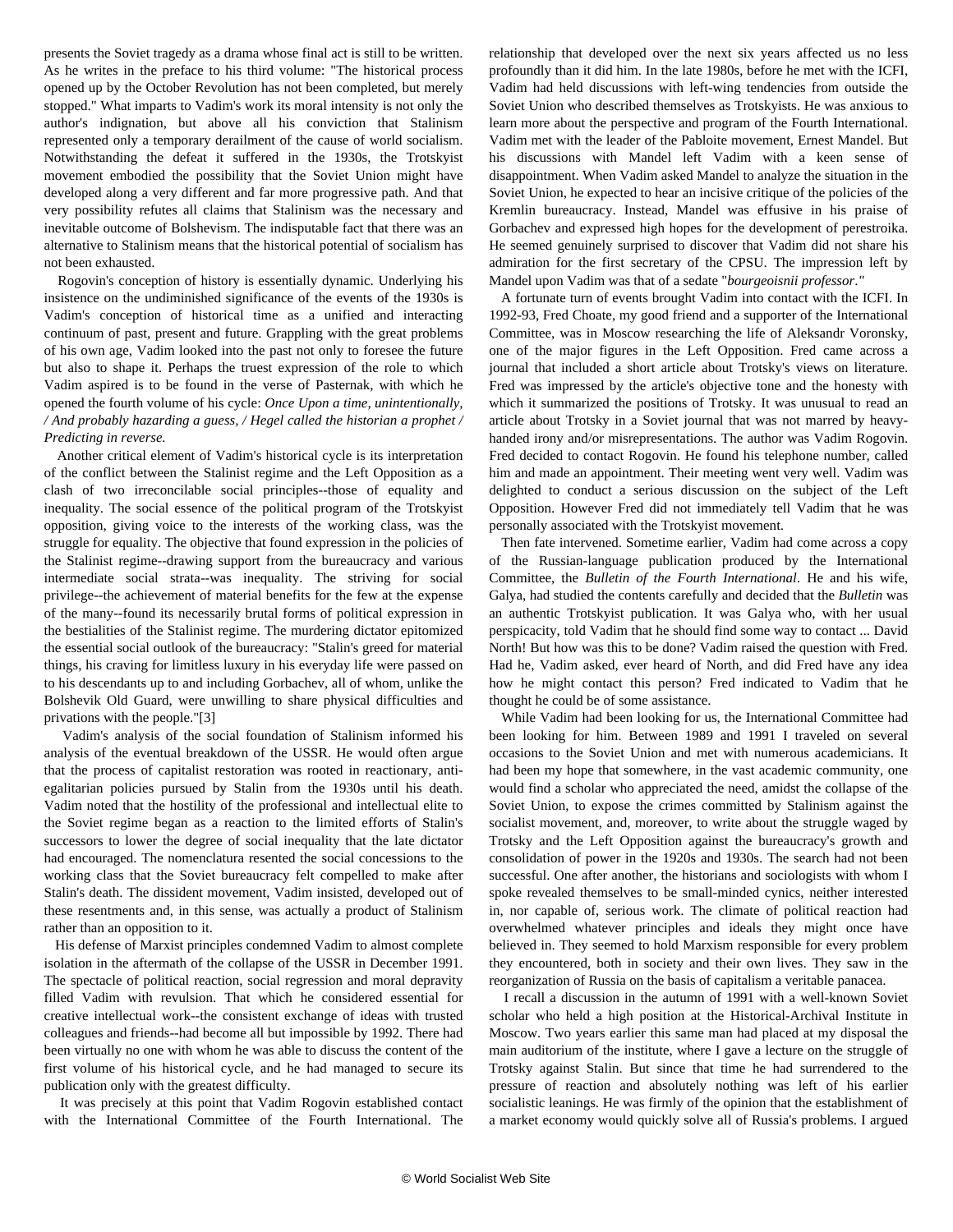presents the Soviet tragedy as a drama whose final act is still to be written. As he writes in the preface to his third volume: "The historical process opened up by the October Revolution has not been completed, but merely stopped." What imparts to Vadim's work its moral intensity is not only the author's indignation, but above all his conviction that Stalinism represented only a temporary derailment of the cause of world socialism. Notwithstanding the defeat it suffered in the 1930s, the Trotskyist movement embodied the possibility that the Soviet Union might have developed along a very different and far more progressive path. And that very possibility refutes all claims that Stalinism was the necessary and inevitable outcome of Bolshevism. The indisputable fact that there was an alternative to Stalinism means that the historical potential of socialism has not been exhausted.

Rogovin's conception of history is essentially dynamic. Underlying his insistence on the undiminished significance of the events of the 1930s is Vadim's conception of historical time as a unified and interacting continuum of past, present and future. Grappling with the great problems of his own age, Vadim looked into the past not only to foresee the future but also to shape it. Perhaps the truest expression of the role to which Vadim aspired is to be found in the verse of Pasternak, with which he opened the fourth volume of his cycle: *Once Upon a time, unintentionally, / And probably hazarding a guess, / Hegel called the historian a prophet / Predicting in reverse.*

Another critical element of Vadim's historical cycle is its interpretation of the conflict between the Stalinist regime and the Left Opposition as a clash of two irreconcilable social principles--those of equality and inequality. The social essence of the political program of the Trotskyist opposition, giving voice to the interests of the working class, was the struggle for equality. The objective that found expression in the policies of the Stalinist regime--drawing support from the bureaucracy and various intermediate social strata--was inequality. The striving for social privilege--the achievement of material benefits for the few at the expense of the many--found its necessarily brutal forms of political expression in the bestialities of the Stalinist regime. The murdering dictator epitomized the essential social outlook of the bureaucracy: "Stalin's greed for material things, his craving for limitless luxury in his everyday life were passed on to his descendants up to and including Gorbachev, all of whom, unlike the Bolshevik Old Guard, were unwilling to share physical difficulties and privations with the people."[3]

Vadim's analysis of the social foundation of Stalinism informed his analysis of the eventual breakdown of the USSR. He would often argue that the process of capitalist restoration was rooted in reactionary, anti-egalitarian policies pursued by Stalin from the 1930s until his death. Vadim noted that the hostility of the professional and intellectual elite to the Soviet regime began as a reaction to the limited efforts of Stalin's successors to lower the degree of social inequality that the late dictator had encouraged. The nomenclatura resented the social concessions to the working class that the Soviet bureaucracy felt compelled to make after Stalin's death. The dissident movement, Vadim insisted, developed out of these resentments and, in this sense, was actually a product of Stalinism rather than an opposition to it.

His defense of Marxist principles condemned Vadim to almost complete isolation in the aftermath of the collapse of the USSR in December 1991. The spectacle of political reaction, social regression and moral depravity filled Vadim with revulsion. That which he considered essential for creative intellectual work--the consistent exchange of ideas with trusted colleagues and friends--had become all but impossible by 1992. There had been virtually no one with whom he was able to discuss the content of the first volume of his historical cycle, and he had managed to secure its publication only with the greatest difficulty.

It was precisely at this point that Vadim Rogovin established contact with the International Committee of the Fourth International. The relationship that developed over the next six years affected us no less profoundly than it did him. In the late 1980s, before he met with the ICFI, Vadim had held discussions with left-wing tendencies from outside the Soviet Union who described themselves as Trotskyists. He was anxious to learn more about the perspective and program of the Fourth International. Vadim met with the leader of the Pabloite movement, Ernest Mandel. But his discussions with Mandel left Vadim with a keen sense of disappointment. When Vadim asked Mandel to analyze the situation in the Soviet Union, he expected to hear an incisive critique of the policies of the Kremlin bureaucracy. Instead, Mandel was effusive in his praise of Gorbachev and expressed high hopes for the development of perestroika. He seemed genuinely surprised to discover that Vadim did not share his admiration for the first secretary of the CPSU. The impression left by Mandel upon Vadim was that of a sedate "*bourgeoisnii professor*."

A fortunate turn of events brought Vadim into contact with the ICFI. In 1992-93, Fred Choate, my good friend and a supporter of the International Committee, was in Moscow researching the life of Aleksandr Voronsky, one of the major figures in the Left Opposition. Fred came across a journal that included a short article about Trotsky's views on literature. Fred was impressed by the article's objective tone and the honesty with which it summarized the positions of Trotsky. It was unusual to read an article about Trotsky in a Soviet journal that was not marred by heavy-handed irony and/or misrepresentations. The author was Vadim Rogovin. Fred decided to contact Rogovin. He found his telephone number, called him and made an appointment. Their meeting went very well. Vadim was delighted to conduct a serious discussion on the subject of the Left Opposition. However Fred did not immediately tell Vadim that he was personally associated with the Trotskyist movement.

Then fate intervened. Sometime earlier, Vadim had come across a copy of the Russian-language publication produced by the International Committee, the *Bulletin of the Fourth International*. He and his wife, Galya, had studied the contents carefully and decided that the *Bulletin* was an authentic Trotskyist publication. It was Galya who, with her usual perspicacity, told Vadim that he should find some way to contact ... David North! But how was this to be done? Vadim raised the question with Fred. Had he, Vadim asked, ever heard of North, and did Fred have any idea how he might contact this person? Fred indicated to Vadim that he thought he could be of some assistance.

While Vadim had been looking for us, the International Committee had been looking for him. Between 1989 and 1991 I traveled on several occasions to the Soviet Union and met with numerous academicians. It had been my hope that somewhere, in the vast academic community, one would find a scholar who appreciated the need, amidst the collapse of the Soviet Union, to expose the crimes committed by Stalinism against the socialist movement, and, moreover, to write about the struggle waged by Trotsky and the Left Opposition against the bureaucracy's growth and consolidation of power in the 1920s and 1930s. The search had not been successful. One after another, the historians and sociologists with whom I spoke revealed themselves to be small-minded cynics, neither interested in, nor capable of, serious work. The climate of political reaction had overwhelmed whatever principles and ideals they might once have believed in. They seemed to hold Marxism responsible for every problem they encountered, both in society and their own lives. They saw in the reorganization of Russia on the basis of capitalism a veritable panacea.

I recall a discussion in the autumn of 1991 with a well-known Soviet scholar who held a high position at the Historical-Archival Institute in Moscow. Two years earlier this same man had placed at my disposal the main auditorium of the institute, where I gave a lecture on the struggle of Trotsky against Stalin. But since that time he had surrendered to the pressure of reaction and absolutely nothing was left of his earlier socialistic leanings. He was firmly of the opinion that the establishment of a market economy would quickly solve all of Russia's problems. I argued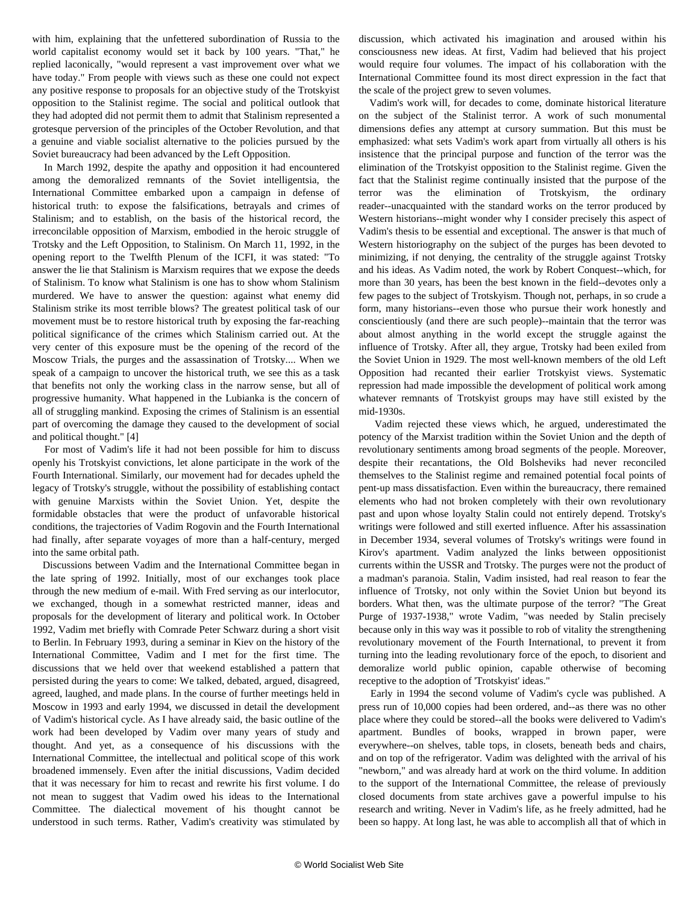with him, explaining that the unfettered subordination of Russia to the world capitalist economy would set it back by 100 years. "That," he replied laconically, "would represent a vast improvement over what we have today." From people with views such as these one could not expect any positive response to proposals for an objective study of the Trotskyist opposition to the Stalinist regime. The social and political outlook that they had adopted did not permit them to admit that Stalinism represented a grotesque perversion of the principles of the October Revolution, and that a genuine and viable socialist alternative to the policies pursued by the Soviet bureaucracy had been advanced by the Left Opposition.

In March 1992, despite the apathy and opposition it had encountered among the demoralized remnants of the Soviet intelligentsia, the International Committee embarked upon a campaign in defense of historical truth: to expose the falsifications, betrayals and crimes of Stalinism; and to establish, on the basis of the historical record, the irreconcilable opposition of Marxism, embodied in the heroic struggle of Trotsky and the Left Opposition, to Stalinism. On March 11, 1992, in the opening report to the Twelfth Plenum of the ICFI, it was stated: "To answer the lie that Stalinism is Marxism requires that we expose the deeds of Stalinism. To know what Stalinism is one has to show whom Stalinism murdered. We have to answer the question: against what enemy did Stalinism strike its most terrible blows? The greatest political task of our movement must be to restore historical truth by exposing the far-reaching political significance of the crimes which Stalinism carried out. At the very center of this exposure must be the opening of the record of the Moscow Trials, the purges and the assassination of Trotsky.... When we speak of a campaign to uncover the historical truth, we see this as a task that benefits not only the working class in the narrow sense, but all of progressive humanity. What happened in the Lubianka is the concern of all of struggling mankind. Exposing the crimes of Stalinism is an essential part of overcoming the damage they caused to the development of social and political thought." [4]

For most of Vadim's life it had not been possible for him to discuss openly his Trotskyist convictions, let alone participate in the work of the Fourth International. Similarly, our movement had for decades upheld the legacy of Trotsky's struggle, without the possibility of establishing contact with genuine Marxists within the Soviet Union. Yet, despite the formidable obstacles that were the product of unfavorable historical conditions, the trajectories of Vadim Rogovin and the Fourth International had finally, after separate voyages of more than a half-century, merged into the same orbital path.

Discussions between Vadim and the International Committee began in the late spring of 1992. Initially, most of our exchanges took place through the new medium of e-mail. With Fred serving as our interlocutor, we exchanged, though in a somewhat restricted manner, ideas and proposals for the development of literary and political work. In October 1992, Vadim met briefly with Comrade Peter Schwarz during a short visit to Berlin. In February 1993, during a seminar in Kiev on the history of the International Committee, Vadim and I met for the first time. The discussions that we held over that weekend established a pattern that persisted during the years to come: We talked, debated, argued, disagreed, agreed, laughed, and made plans. In the course of further meetings held in Moscow in 1993 and early 1994, we discussed in detail the development of Vadim's historical cycle. As I have already said, the basic outline of the work had been developed by Vadim over many years of study and thought. And yet, as a consequence of his discussions with the International Committee, the intellectual and political scope of this work broadened immensely. Even after the initial discussions, Vadim decided that it was necessary for him to recast and rewrite his first volume. I do not mean to suggest that Vadim owed his ideas to the International Committee. The dialectical movement of his thought cannot be understood in such terms. Rather, Vadim's creativity was stimulated by discussion, which activated his imagination and aroused within his consciousness new ideas. At first, Vadim had believed that his project would require four volumes. The impact of his collaboration with the International Committee found its most direct expression in the fact that the scale of the project grew to seven volumes.

Vadim's work will, for decades to come, dominate historical literature on the subject of the Stalinist terror. A work of such monumental dimensions defies any attempt at cursory summation. But this must be emphasized: what sets Vadim's work apart from virtually all others is his insistence that the principal purpose and function of the terror was the elimination of the Trotskyist opposition to the Stalinist regime. Given the fact that the Stalinist regime continually insisted that the purpose of the terror was the elimination of Trotskyism, the ordinary reader--unacquainted with the standard works on the terror produced by Western historians--might wonder why I consider precisely this aspect of Vadim's thesis to be essential and exceptional. The answer is that much of Western historiography on the subject of the purges has been devoted to minimizing, if not denying, the centrality of the struggle against Trotsky and his ideas. As Vadim noted, the work by Robert Conquest--which, for more than 30 years, has been the best known in the field--devotes only a few pages to the subject of Trotskyism. Though not, perhaps, in so crude a form, many historians--even those who pursue their work honestly and conscientiously (and there are such people)--maintain that the terror was about almost anything in the world except the struggle against the influence of Trotsky. After all, they argue, Trotsky had been exiled from the Soviet Union in 1929. The most well-known members of the old Left Opposition had recanted their earlier Trotskyist views. Systematic repression had made impossible the development of political work among whatever remnants of Trotskyist groups may have still existed by the mid-1930s.

Vadim rejected these views which, he argued, underestimated the potency of the Marxist tradition within the Soviet Union and the depth of revolutionary sentiments among broad segments of the people. Moreover, despite their recantations, the Old Bolsheviks had never reconciled themselves to the Stalinist regime and remained potential focal points of pent-up mass dissatisfaction. Even within the bureaucracy, there remained elements who had not broken completely with their own revolutionary past and upon whose loyalty Stalin could not entirely depend. Trotsky's writings were followed and still exerted influence. After his assassination in December 1934, several volumes of Trotsky's writings were found in Kirov's apartment. Vadim analyzed the links between oppositionist currents within the USSR and Trotsky. The purges were not the product of a madman's paranoia. Stalin, Vadim insisted, had real reason to fear the influence of Trotsky, not only within the Soviet Union but beyond its borders. What then, was the ultimate purpose of the terror? "The Great Purge of 1937-1938," wrote Vadim, "was needed by Stalin precisely because only in this way was it possible to rob of vitality the strengthening revolutionary movement of the Fourth International, to prevent it from turning into the leading revolutionary force of the epoch, to disorient and demoralize world public opinion, capable otherwise of becoming receptive to the adoption of 'Trotskyist' ideas."

Early in 1994 the second volume of Vadim's cycle was published. A press run of 10,000 copies had been ordered, and--as there was no other place where they could be stored--all the books were delivered to Vadim's apartment. Bundles of books, wrapped in brown paper, were everywhere--on shelves, table tops, in closets, beneath beds and chairs, and on top of the refrigerator. Vadim was delighted with the arrival of his "newborn," and was already hard at work on the third volume. In addition to the support of the International Committee, the release of previously closed documents from state archives gave a powerful impulse to his research and writing. Never in Vadim's life, as he freely admitted, had he been so happy. At long last, he was able to accomplish all that of which in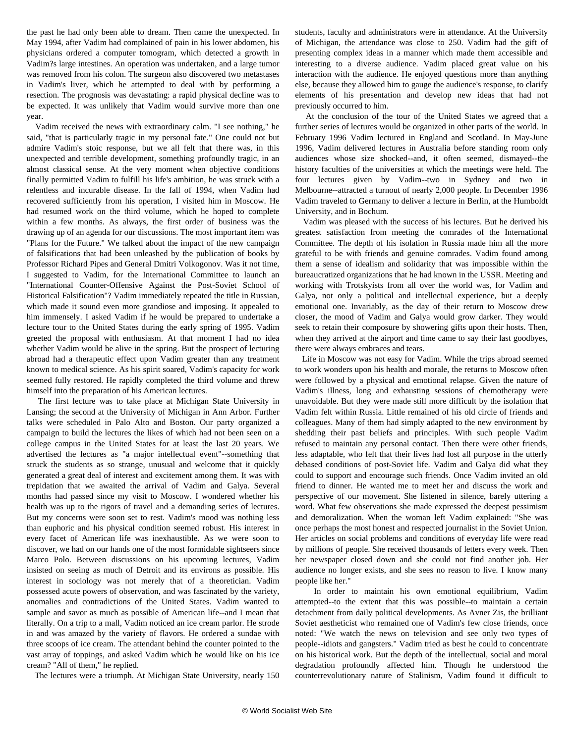the past he had only been able to dream. Then came the unexpected. In May 1994, after Vadim had complained of pain in his lower abdomen, his physicians ordered a computer tomogram, which detected a growth in Vadim?s large intestines. An operation was undertaken, and a large tumor was removed from his colon. The surgeon also discovered two metastases in Vadim's liver, which he attempted to deal with by performing a resection. The prognosis was devastating: a rapid physical decline was to be expected. It was unlikely that Vadim would survive more than one year.

Vadim received the news with extraordinary calm. "I see nothing," he said, "that is particularly tragic in my personal fate." One could not but admire Vadim's stoic response, but we all felt that there was, in this unexpected and terrible development, something profoundly tragic, in an almost classical sense. At the very moment when objective conditions finally permitted Vadim to fulfill his life's ambition, he was struck with a relentless and incurable disease. In the fall of 1994, when Vadim had recovered sufficiently from his operation, I visited him in Moscow. He had resumed work on the third volume, which he hoped to complete within a few months. As always, the first order of business was the drawing up of an agenda for our discussions. The most important item was "Plans for the Future." We talked about the impact of the new campaign of falsifications that had been unleashed by the publication of books by Professor Richard Pipes and General Dmitri Volkogonov. Was it not time, I suggested to Vadim, for the International Committee to launch an "International Counter-Offensive Against the Post-Soviet School of Historical Falsification"? Vadim immediately repeated the title in Russian, which made it sound even more grandiose and imposing. It appealed to him immensely. I asked Vadim if he would be prepared to undertake a lecture tour to the United States during the early spring of 1995. Vadim greeted the proposal with enthusiasm. At that moment I had no idea whether Vadim would be alive in the spring. But the prospect of lecturing abroad had a therapeutic effect upon Vadim greater than any treatment known to medical science. As his spirit soared, Vadim's capacity for work seemed fully restored. He rapidly completed the third volume and threw himself into the preparation of his American lectures.

The first lecture was to take place at Michigan State University in Lansing; the second at the University of Michigan in Ann Arbor. Further talks were scheduled in Palo Alto and Boston. Our party organized a campaign to build the lectures the likes of which had not been seen on a college campus in the United States for at least the last 20 years. We advertised the lectures as "a major intellectual event"--something that struck the students as so strange, unusual and welcome that it quickly generated a great deal of interest and excitement among them. It was with trepidation that we awaited the arrival of Vadim and Galya. Several months had passed since my visit to Moscow. I wondered whether his health was up to the rigors of travel and a demanding series of lectures. But my concerns were soon set to rest. Vadim's mood was nothing less than euphoric and his physical condition seemed robust. His interest in every facet of American life was inexhaustible. As we were soon to discover, we had on our hands one of the most formidable sightseers since Marco Polo. Between discussions on his upcoming lectures, Vadim insisted on seeing as much of Detroit and its environs as possible. His interest in sociology was not merely that of a theoretician. Vadim possessed acute powers of observation, and was fascinated by the variety, anomalies and contradictions of the United States. Vadim wanted to sample and savor as much as possible of American life--and I mean that literally. On a trip to a mall, Vadim noticed an ice cream parlor. He strode in and was amazed by the variety of flavors. He ordered a sundae with three scoops of ice cream. The attendant behind the counter pointed to the vast array of toppings, and asked Vadim which he would like on his ice cream? "All of them," he replied.

The lectures were a triumph. At Michigan State University, nearly 150 students, faculty and administrators were in attendance. At the University of Michigan, the attendance was close to 250. Vadim had the gift of presenting complex ideas in a manner which made them accessible and interesting to a diverse audience. Vadim placed great value on his interaction with the audience. He enjoyed questions more than anything else, because they allowed him to gauge the audience's response, to clarify elements of his presentation and develop new ideas that had not previously occurred to him.

At the conclusion of the tour of the United States we agreed that a further series of lectures would be organized in other parts of the world. In February 1996 Vadim lectured in England and Scotland. In May-June 1996, Vadim delivered lectures in Australia before standing room only audiences whose size shocked--and, it often seemed, dismayed--the history faculties of the universities at which the meetings were held. The four lectures given by Vadim--two in Sydney and two in Melbourne--attracted a turnout of nearly 2,000 people. In December 1996 Vadim traveled to Germany to deliver a lecture in Berlin, at the Humboldt University, and in Bochum.

Vadim was pleased with the success of his lectures. But he derived his greatest satisfaction from meeting the comrades of the International Committee. The depth of his isolation in Russia made him all the more grateful to be with friends and genuine comrades. Vadim found among them a sense of idealism and solidarity that was impossible within the bureaucratized organizations that he had known in the USSR. Meeting and working with Trotskyists from all over the world was, for Vadim and Galya, not only a political and intellectual experience, but a deeply emotional one. Invariably, as the day of their return to Moscow drew closer, the mood of Vadim and Galya would grow darker. They would seek to retain their composure by showering gifts upon their hosts. Then, when they arrived at the airport and time came to say their last goodbyes, there were always embraces and tears.

Life in Moscow was not easy for Vadim. While the trips abroad seemed to work wonders upon his health and morale, the returns to Moscow often were followed by a physical and emotional relapse. Given the nature of Vadim's illness, long and exhausting sessions of chemotherapy were unavoidable. But they were made still more difficult by the isolation that Vadim felt within Russia. Little remained of his old circle of friends and colleagues. Many of them had simply adapted to the new environment by shedding their past beliefs and principles. With such people Vadim refused to maintain any personal contact. Then there were other friends, less adaptable, who felt that their lives had lost all purpose in the utterly debased conditions of post-Soviet life. Vadim and Galya did what they could to support and encourage such friends. Once Vadim invited an old friend to dinner. He wanted me to meet her and discuss the work and perspective of our movement. She listened in silence, barely uttering a word. What few observations she made expressed the deepest pessimism and demoralization. When the woman left Vadim explained: "She was once perhaps the most honest and respected journalist in the Soviet Union. Her articles on social problems and conditions of everyday life were read by millions of people. She received thousands of letters every week. Then her newspaper closed down and she could not find another job. Her audience no longer exists, and she sees no reason to live. I know many people like her."

In order to maintain his own emotional equilibrium, Vadim attempted--to the extent that this was possible--to maintain a certain detachment from daily political developments. As Avner Zis, the brilliant Soviet aestheticist who remained one of Vadim's few close friends, once noted: "We watch the news on television and see only two types of people--idiots and gangsters." Vadim tried as best he could to concentrate on his historical work. But the depth of the intellectual, social and moral degradation profoundly affected him. Though he understood the counterrevolutionary nature of Stalinism, Vadim found it difficult to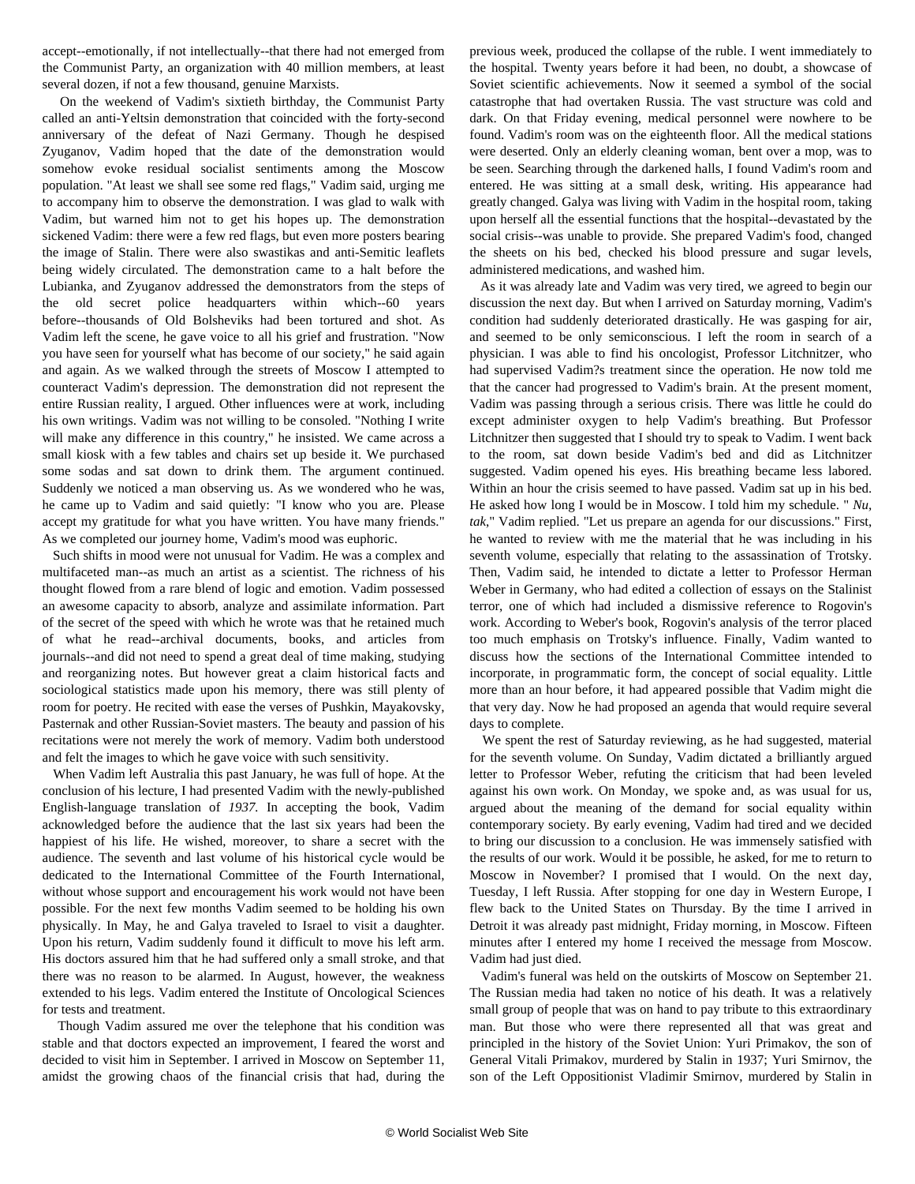accept--emotionally, if not intellectually--that there had not emerged from the Communist Party, an organization with 40 million members, at least several dozen, if not a few thousand, genuine Marxists.

On the weekend of Vadim's sixtieth birthday, the Communist Party called an anti-Yeltsin demonstration that coincided with the forty-second anniversary of the defeat of Nazi Germany. Though he despised Zyuganov, Vadim hoped that the date of the demonstration would somehow evoke residual socialist sentiments among the Moscow population. "At least we shall see some red flags," Vadim said, urging me to accompany him to observe the demonstration. I was glad to walk with Vadim, but warned him not to get his hopes up. The demonstration sickened Vadim: there were a few red flags, but even more posters bearing the image of Stalin. There were also swastikas and anti-Semitic leaflets being widely circulated. The demonstration came to a halt before the Lubianka, and Zyuganov addressed the demonstrators from the steps of the old secret police headquarters within which--60 years before--thousands of Old Bolsheviks had been tortured and shot. As Vadim left the scene, he gave voice to all his grief and frustration. "Now you have seen for yourself what has become of our society," he said again and again. As we walked through the streets of Moscow I attempted to counteract Vadim's depression. The demonstration did not represent the entire Russian reality, I argued. Other influences were at work, including his own writings. Vadim was not willing to be consoled. "Nothing I write will make any difference in this country," he insisted. We came across a small kiosk with a few tables and chairs set up beside it. We purchased some sodas and sat down to drink them. The argument continued. Suddenly we noticed a man observing us. As we wondered who he was, he came up to Vadim and said quietly: "I know who you are. Please accept my gratitude for what you have written. You have many friends." As we completed our journey home, Vadim's mood was euphoric.

Such shifts in mood were not unusual for Vadim. He was a complex and multifaceted man--as much an artist as a scientist. The richness of his thought flowed from a rare blend of logic and emotion. Vadim possessed an awesome capacity to absorb, analyze and assimilate information. Part of the secret of the speed with which he wrote was that he retained much of what he read--archival documents, books, and articles from journals--and did not need to spend a great deal of time making, studying and reorganizing notes. But however great a claim historical facts and sociological statistics made upon his memory, there was still plenty of room for poetry. He recited with ease the verses of Pushkin, Mayakovsky, Pasternak and other Russian-Soviet masters. The beauty and passion of his recitations were not merely the work of memory. Vadim both understood and felt the images to which he gave voice with such sensitivity.

When Vadim left Australia this past January, he was full of hope. At the conclusion of his lecture, I had presented Vadim with the newly-published English-language translation of *1937.* In accepting the book, Vadim acknowledged before the audience that the last six years had been the happiest of his life. He wished, moreover, to share a secret with the audience. The seventh and last volume of his historical cycle would be dedicated to the International Committee of the Fourth International, without whose support and encouragement his work would not have been possible. For the next few months Vadim seemed to be holding his own physically. In May, he and Galya traveled to Israel to visit a daughter. Upon his return, Vadim suddenly found it difficult to move his left arm. His doctors assured him that he had suffered only a small stroke, and that there was no reason to be alarmed. In August, however, the weakness extended to his legs. Vadim entered the Institute of Oncological Sciences for tests and treatment.

Though Vadim assured me over the telephone that his condition was stable and that doctors expected an improvement, I feared the worst and decided to visit him in September. I arrived in Moscow on September 11, amidst the growing chaos of the financial crisis that had, during the previous week, produced the collapse of the ruble. I went immediately to the hospital. Twenty years before it had been, no doubt, a showcase of Soviet scientific achievements. Now it seemed a symbol of the social catastrophe that had overtaken Russia. The vast structure was cold and dark. On that Friday evening, medical personnel were nowhere to be found. Vadim's room was on the eighteenth floor. All the medical stations were deserted. Only an elderly cleaning woman, bent over a mop, was to be seen. Searching through the darkened halls, I found Vadim's room and entered. He was sitting at a small desk, writing. His appearance had greatly changed. Galya was living with Vadim in the hospital room, taking upon herself all the essential functions that the hospital--devastated by the social crisis--was unable to provide. She prepared Vadim's food, changed the sheets on his bed, checked his blood pressure and sugar levels, administered medications, and washed him.

As it was already late and Vadim was very tired, we agreed to begin our discussion the next day. But when I arrived on Saturday morning, Vadim's condition had suddenly deteriorated drastically. He was gasping for air, and seemed to be only semiconscious. I left the room in search of a physician. I was able to find his oncologist, Professor Litchnitzer, who had supervised Vadim?s treatment since the operation. He now told me that the cancer had progressed to Vadim's brain. At the present moment, Vadim was passing through a serious crisis. There was little he could do except administer oxygen to help Vadim's breathing. But Professor Litchnitzer then suggested that I should try to speak to Vadim. I went back to the room, sat down beside Vadim's bed and did as Litchnitzer suggested. Vadim opened his eyes. His breathing became less labored. Within an hour the crisis seemed to have passed. Vadim sat up in his bed. He asked how long I would be in Moscow. I told him my schedule. " *Nu, tak*," Vadim replied. "Let us prepare an agenda for our discussions." First, he wanted to review with me the material that he was including in his seventh volume, especially that relating to the assassination of Trotsky. Then, Vadim said, he intended to dictate a letter to Professor Herman Weber in Germany, who had edited a collection of essays on the Stalinist terror, one of which had included a dismissive reference to Rogovin's work. According to Weber's book, Rogovin's analysis of the terror placed too much emphasis on Trotsky's influence. Finally, Vadim wanted to discuss how the sections of the International Committee intended to incorporate, in programmatic form, the concept of social equality. Little more than an hour before, it had appeared possible that Vadim might die that very day. Now he had proposed an agenda that would require several days to complete.

We spent the rest of Saturday reviewing, as he had suggested, material for the seventh volume. On Sunday, Vadim dictated a brilliantly argued letter to Professor Weber, refuting the criticism that had been leveled against his own work. On Monday, we spoke and, as was usual for us, argued about the meaning of the demand for social equality within contemporary society. By early evening, Vadim had tired and we decided to bring our discussion to a conclusion. He was immensely satisfied with the results of our work. Would it be possible, he asked, for me to return to Moscow in November? I promised that I would. On the next day, Tuesday, I left Russia. After stopping for one day in Western Europe, I flew back to the United States on Thursday. By the time I arrived in Detroit it was already past midnight, Friday morning, in Moscow. Fifteen minutes after I entered my home I received the message from Moscow. Vadim had just died.

Vadim's funeral was held on the outskirts of Moscow on September 21. The Russian media had taken no notice of his death. It was a relatively small group of people that was on hand to pay tribute to this extraordinary man. But those who were there represented all that was great and principled in the history of the Soviet Union: Yuri Primakov, the son of General Vitali Primakov, murdered by Stalin in 1937; Yuri Smirnov, the son of the Left Oppositionist Vladimir Smirnov, murdered by Stalin in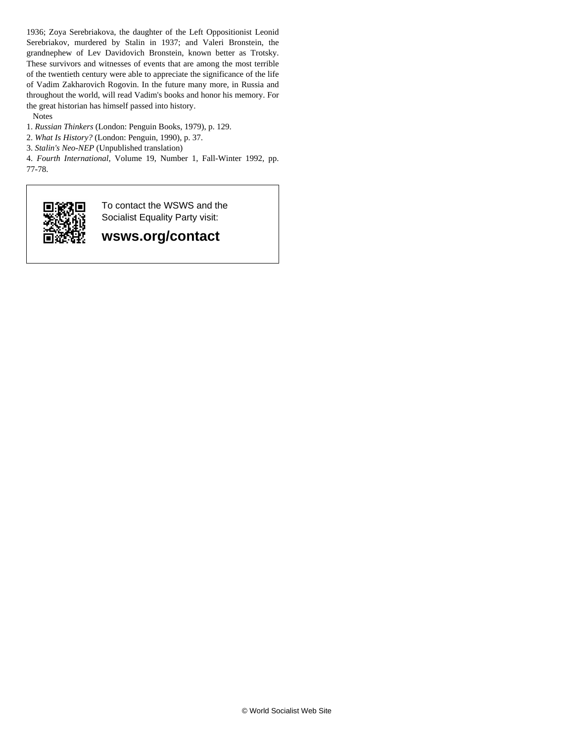1936; Zoya Serebriakova, the daughter of the Left Oppositionist Leonid Serebriakov, murdered by Stalin in 1937; and Valeri Bronstein, the grandnephew of Lev Davidovich Bronstein, known better as Trotsky. These survivors and witnesses of events that are among the most terrible of the twentieth century were able to appreciate the significance of the life of Vadim Zakharovich Rogovin. In the future many more, in Russia and throughout the world, will read Vadim's books and honor his memory. For the great historian has himself passed into history.

Notes

1. *Russian Thinkers* (London: Penguin Books, 1979), p. 129.
2. *What Is History?* (London: Penguin, 1990), p. 37.
3. *Stalin's Neo-NEP* (Unpublished translation)
4. *Fourth International*, Volume 19, Number 1, Fall-Winter 1992, pp. 77-78.

To contact the WSWS and the Socialist Equality Party visit:

**wsws.org/contact**